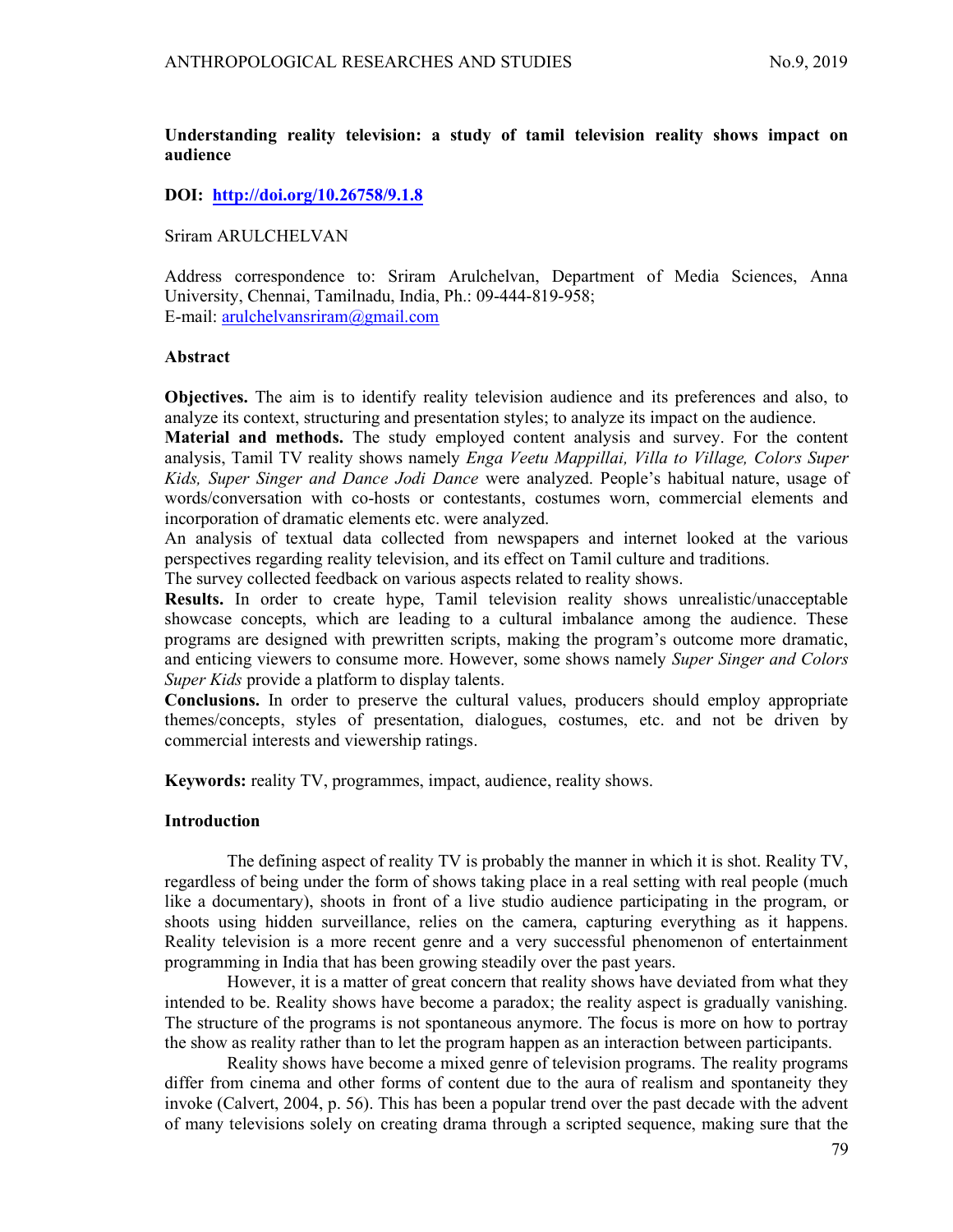# Understanding reality television: a study of tamil television reality shows impact on audience

**DOI: [http://doi.org/10.26758/9.1.8](http://doi.org/10.26758/9.1.8)**

Sriram ARULCHELVAN

Address correspondence to: Sriram Arulchelvan, Department of Media Sciences, Anna University, Chennai, Tamilnadu, India, Ph.: 09-444-819-958;
E-mail: [arulchelvansriram@gmail.com](mailto:arulchelvansriram@gmail.com)

## Abstract

**Objectives.** The aim is to identify reality television audience and its preferences and also, to analyze its context, structuring and presentation styles; to analyze its impact on the audience.

**Material and methods.** The study employed content analysis and survey. For the content analysis, Tamil TV reality shows namely *Enga Veetu Mappillai, Villa to Village, Colors Super Kids, Super Singer and Dance Jodi Dance* were analyzed. People's habitual nature, usage of words/conversation with co-hosts or contestants, costumes worn, commercial elements and incorporation of dramatic elements etc. were analyzed.

An analysis of textual data collected from newspapers and internet looked at the various perspectives regarding reality television, and its effect on Tamil culture and traditions.

The survey collected feedback on various aspects related to reality shows.

**Results.** In order to create hype, Tamil television reality shows unrealistic/unacceptable showcase concepts, which are leading to a cultural imbalance among the audience. These programs are designed with prewritten scripts, making the program's outcome more dramatic, and enticing viewers to consume more. However, some shows namely *Super Singer and Colors Super Kids* provide a platform to display talents.

**Conclusions.** In order to preserve the cultural values, producers should employ appropriate themes/concepts, styles of presentation, dialogues, costumes, etc. and not be driven by commercial interests and viewership ratings.

**Keywords:** reality TV, programmes, impact, audience, reality shows.

## Introduction

The defining aspect of reality TV is probably the manner in which it is shot. Reality TV, regardless of being under the form of shows taking place in a real setting with real people (much like a documentary), shoots in front of a live studio audience participating in the program, or shoots using hidden surveillance, relies on the camera, capturing everything as it happens. Reality television is a more recent genre and a very successful phenomenon of entertainment programming in India that has been growing steadily over the past years.

However, it is a matter of great concern that reality shows have deviated from what they intended to be. Reality shows have become a paradox; the reality aspect is gradually vanishing. The structure of the programs is not spontaneous anymore. The focus is more on how to portray the show as reality rather than to let the program happen as an interaction between participants.

Reality shows have become a mixed genre of television programs. The reality programs differ from cinema and other forms of content due to the aura of realism and spontaneity they invoke (Calvert, 2004, p. 56). This has been a popular trend over the past decade with the advent of many televisions solely on creating drama through a scripted sequence, making sure that the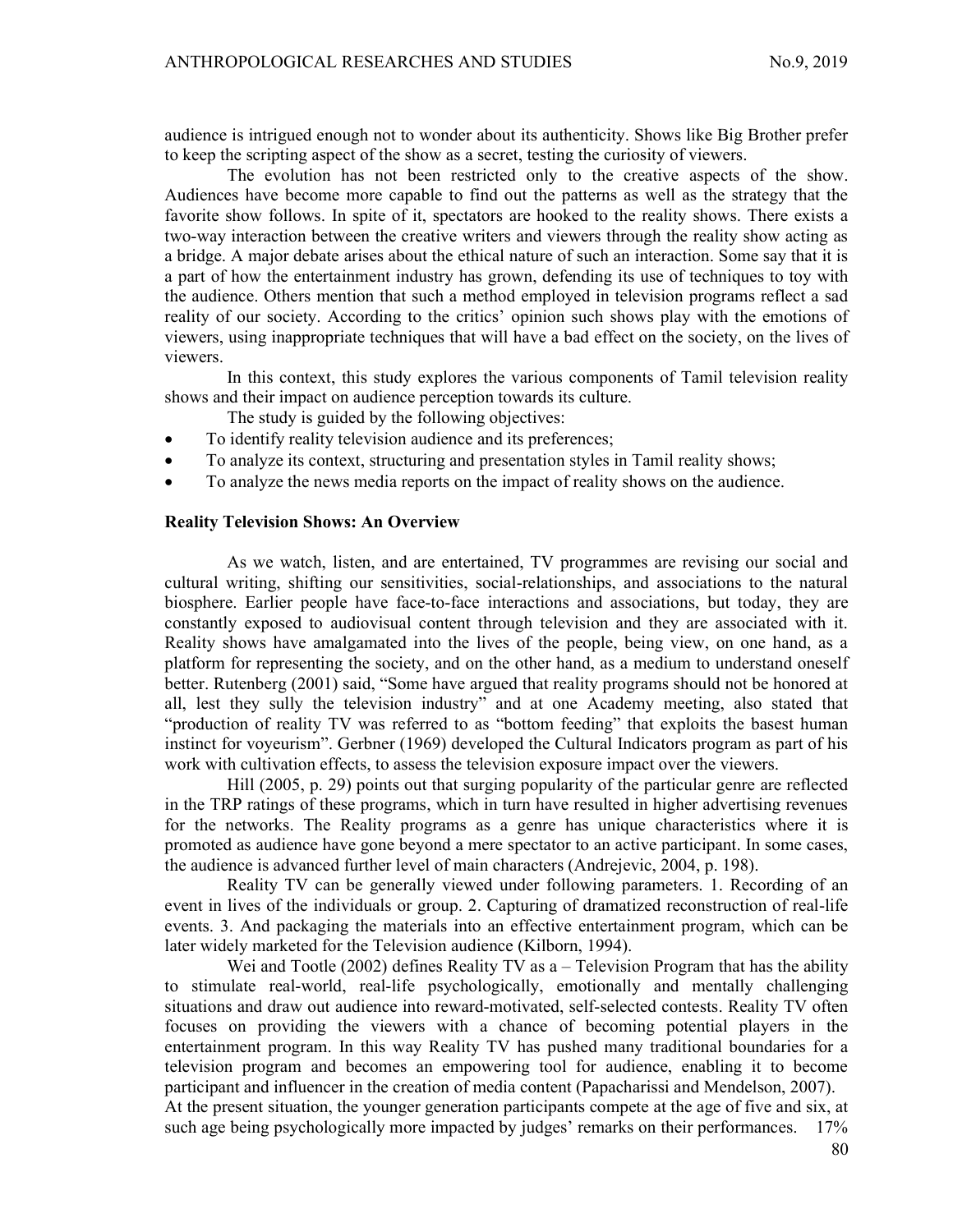audience is intrigued enough not to wonder about its authenticity. Shows like Big Brother prefer to keep the scripting aspect of the show as a secret, testing the curiosity of viewers.

The evolution has not been restricted only to the creative aspects of the show. Audiences have become more capable to find out the patterns as well as the strategy that the favorite show follows. In spite of it, spectators are hooked to the reality shows. There exists a two-way interaction between the creative writers and viewers through the reality show acting as a bridge. A major debate arises about the ethical nature of such an interaction. Some say that it is a part of how the entertainment industry has grown, defending its use of techniques to toy with the audience. Others mention that such a method employed in television programs reflect a sad reality of our society. According to the critics' opinion such shows play with the emotions of viewers, using inappropriate techniques that will have a bad effect on the society, on the lives of viewers.

In this context, this study explores the various components of Tamil television reality shows and their impact on audience perception towards its culture.

The study is guided by the following objectives:

- To identify reality television audience and its preferences;
- To analyze its context, structuring and presentation styles in Tamil reality shows;
- To analyze the news media reports on the impact of reality shows on the audience.

**Reality Television Shows: An Overview**

As we watch, listen, and are entertained, TV programmes are revising our social and cultural writing, shifting our sensitivities, social-relationships, and associations to the natural biosphere. Earlier people have face-to-face interactions and associations, but today, they are constantly exposed to audiovisual content through television and they are associated with it. Reality shows have amalgamated into the lives of the people, being view, on one hand, as a platform for representing the society, and on the other hand, as a medium to understand oneself better. Rutenberg (2001) said, "Some have argued that reality programs should not be honored at all, lest they sully the television industry" and at one Academy meeting, also stated that "production of reality TV was referred to as "bottom feeding" that exploits the basest human instinct for voyeurism". Gerbner (1969) developed the Cultural Indicators program as part of his work with cultivation effects, to assess the television exposure impact over the viewers.

Hill (2005, p. 29) points out that surging popularity of the particular genre are reflected in the TRP ratings of these programs, which in turn have resulted in higher advertising revenues for the networks. The Reality programs as a genre has unique characteristics where it is promoted as audience have gone beyond a mere spectator to an active participant. In some cases, the audience is advanced further level of main characters (Andrejevic, 2004, p. 198).

Reality TV can be generally viewed under following parameters. 1. Recording of an event in lives of the individuals or group. 2. Capturing of dramatized reconstruction of real-life events. 3. And packaging the materials into an effective entertainment program, which can be later widely marketed for the Television audience (Kilborn, 1994).

Wei and Tootle (2002) defines Reality TV as a – Television Program that has the ability to stimulate real-world, real-life psychologically, emotionally and mentally challenging situations and draw out audience into reward-motivated, self-selected contests. Reality TV often focuses on providing the viewers with a chance of becoming potential players in the entertainment program. In this way Reality TV has pushed many traditional boundaries for a television program and becomes an empowering tool for audience, enabling it to become participant and influencer in the creation of media content (Papacharissi and Mendelson, 2007).

At the present situation, the younger generation participants compete at the age of five and six, at such age being psychologically more impacted by judges' remarks on their performances. 17%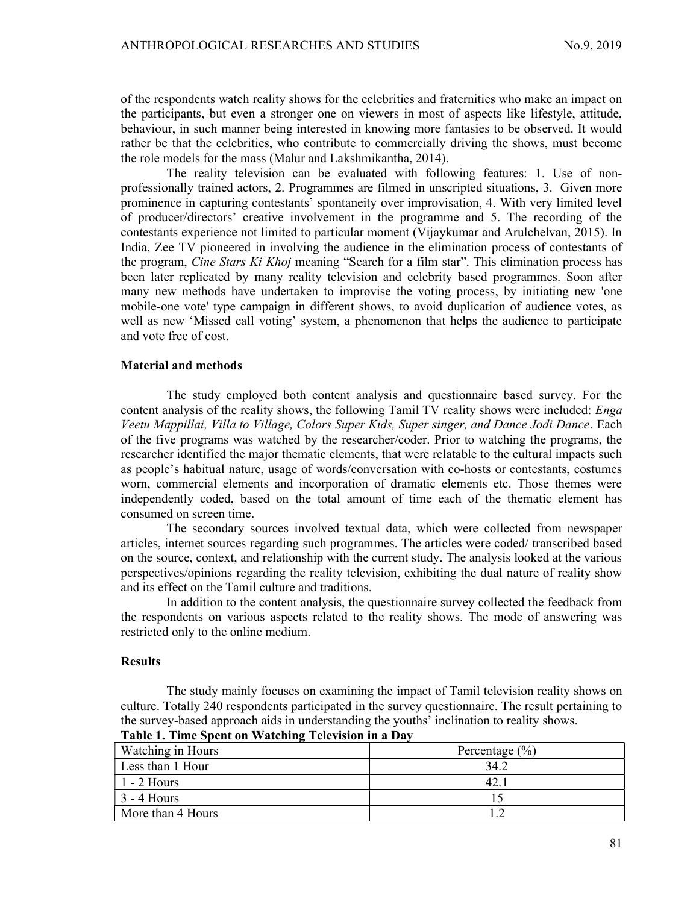of the respondents watch reality shows for the celebrities and fraternities who make an impact on the participants, but even a stronger one on viewers in most of aspects like lifestyle, attitude, behaviour, in such manner being interested in knowing more fantasies to be observed. It would rather be that the celebrities, who contribute to commercially driving the shows, must become the role models for the mass (Malur and Lakshmikantha, 2014).

The reality television can be evaluated with following features: 1. Use of non-professionally trained actors, 2. Programmes are filmed in unscripted situations, 3. Given more prominence in capturing contestants' spontaneity over improvisation, 4. With very limited level of producer/directors' creative involvement in the programme and 5. The recording of the contestants experience not limited to particular moment (Vijaykumar and Arulchelvan, 2015). In India, Zee TV pioneered in involving the audience in the elimination process of contestants of the program, *Cine Stars Ki Khoj* meaning "Search for a film star". This elimination process has been later replicated by many reality television and celebrity based programmes. Soon after many new methods have undertaken to improvise the voting process, by initiating new 'one mobile-one vote' type campaign in different shows, to avoid duplication of audience votes, as well as new 'Missed call voting' system, a phenomenon that helps the audience to participate and vote free of cost.

## Material and methods

The study employed both content analysis and questionnaire based survey. For the content analysis of the reality shows, the following Tamil TV reality shows were included: *Enga Veetu Mappillai, Villa to Village, Colors Super Kids, Super singer, and Dance Jodi Dance*. Each of the five programs was watched by the researcher/coder. Prior to watching the programs, the researcher identified the major thematic elements, that were relatable to the cultural impacts such as people's habitual nature, usage of words/conversation with co-hosts or contestants, costumes worn, commercial elements and incorporation of dramatic elements etc. Those themes were independently coded, based on the total amount of time each of the thematic element has consumed on screen time.

The secondary sources involved textual data, which were collected from newspaper articles, internet sources regarding such programmes. The articles were coded/ transcribed based on the source, context, and relationship with the current study. The analysis looked at the various perspectives/opinions regarding the reality television, exhibiting the dual nature of reality show and its effect on the Tamil culture and traditions.

In addition to the content analysis, the questionnaire survey collected the feedback from the respondents on various aspects related to the reality shows. The mode of answering was restricted only to the online medium.

## Results

The study mainly focuses on examining the impact of Tamil television reality shows on culture. Totally 240 respondents participated in the survey questionnaire. The result pertaining to the survey-based approach aids in understanding the youths' inclination to reality shows.

**Table 1. Time Spent on Watching Television in a Day**

| Watching in Hours | Percentage (%) |
|---|---|
| Less than 1 Hour | 34.2 |
| 1 - 2 Hours | 42.1 |
| 3 - 4 Hours | 15 |
| More than 4 Hours | 1.2 |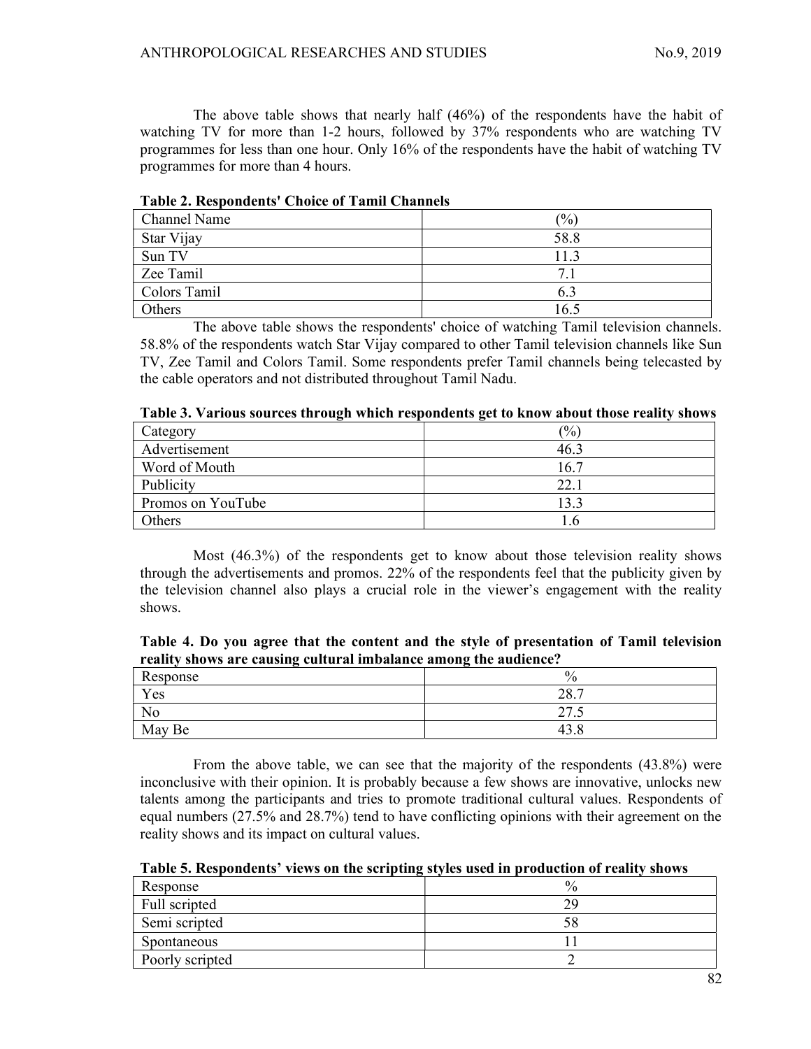The above table shows that nearly half (46%) of the respondents have the habit of watching TV for more than 1-2 hours, followed by 37% respondents who are watching TV programmes for less than one hour. Only 16% of the respondents have the habit of watching TV programmes for more than 4 hours.

**Table 2. Respondents' Choice of Tamil Channels**

| Channel Name | (%) |
|---|---|
| Star Vijay | 58.8 |
| Sun TV | 11.3 |
| Zee Tamil | 7.1 |
| Colors Tamil | 6.3 |
| Others | 16.5 |

The above table shows the respondents' choice of watching Tamil television channels. 58.8% of the respondents watch Star Vijay compared to other Tamil television channels like Sun TV, Zee Tamil and Colors Tamil. Some respondents prefer Tamil channels being telecasted by the cable operators and not distributed throughout Tamil Nadu.

**Table 3. Various sources through which respondents get to know about those reality shows**

| Category | (%) |
|---|---|
| Advertisement | 46.3 |
| Word of Mouth | 16.7 |
| Publicity | 22.1 |
| Promos on YouTube | 13.3 |
| Others | 1.6 |

Most (46.3%) of the respondents get to know about those television reality shows through the advertisements and promos. 22% of the respondents feel that the publicity given by the television channel also plays a crucial role in the viewer's engagement with the reality shows.

**Table 4. Do you agree that the content and the style of presentation of Tamil television reality shows are causing cultural imbalance among the audience?**

| Response | % |
|---|---|
| Yes | 28.7 |
| No | 27.5 |
| May Be | 43.8 |

From the above table, we can see that the majority of the respondents (43.8%) were inconclusive with their opinion. It is probably because a few shows are innovative, unlocks new talents among the participants and tries to promote traditional cultural values. Respondents of equal numbers (27.5% and 28.7%) tend to have conflicting opinions with their agreement on the reality shows and its impact on cultural values.

**Table 5. Respondents' views on the scripting styles used in production of reality shows**

| Response | % |
|---|---|
| Full scripted | 29 |
| Semi scripted | 58 |
| Spontaneous | 11 |
| Poorly scripted | 2 |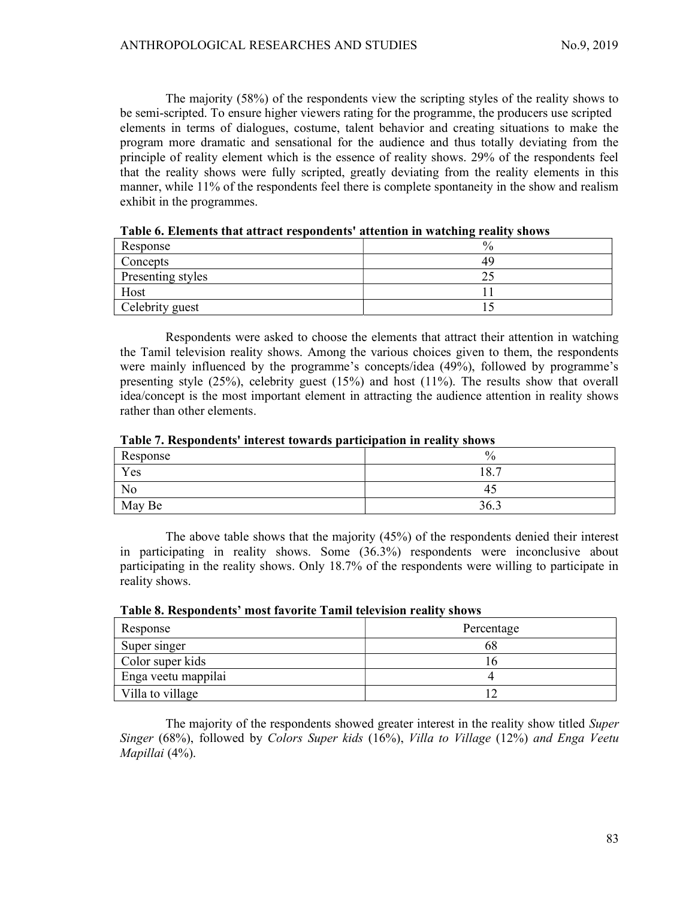The majority (58%) of the respondents view the scripting styles of the reality shows to be semi-scripted. To ensure higher viewers rating for the programme, the producers use scripted elements in terms of dialogues, costume, talent behavior and creating situations to make the program more dramatic and sensational for the audience and thus totally deviating from the principle of reality element which is the essence of reality shows. 29% of the respondents feel that the reality shows were fully scripted, greatly deviating from the reality elements in this manner, while 11% of the respondents feel there is complete spontaneity in the show and realism exhibit in the programmes.

**Table 6. Elements that attract respondents' attention in watching reality shows**

| Response | % |
|---|---|
| Concepts | 49 |
| Presenting styles | 25 |
| Host | 11 |
| Celebrity guest | 15 |

Respondents were asked to choose the elements that attract their attention in watching the Tamil television reality shows. Among the various choices given to them, the respondents were mainly influenced by the programme's concepts/idea (49%), followed by programme's presenting style (25%), celebrity guest (15%) and host (11%). The results show that overall idea/concept is the most important element in attracting the audience attention in reality shows rather than other elements.

**Table 7. Respondents' interest towards participation in reality shows**

| Response | % |
|---|---|
| Yes | 18.7 |
| No | 45 |
| May Be | 36.3 |

The above table shows that the majority (45%) of the respondents denied their interest in participating in reality shows. Some (36.3%) respondents were inconclusive about participating in the reality shows. Only 18.7% of the respondents were willing to participate in reality shows.

**Table 8. Respondents' most favorite Tamil television reality shows**

| Response | Percentage |
|---|---|
| Super singer | 68 |
| Color super kids | 16 |
| Enga veetu mappilai | 4 |
| Villa to village | 12 |

The majority of the respondents showed greater interest in the reality show titled *Super Singer* (68%), followed by *Colors Super kids* (16%), *Villa to Village* (12%) *and Enga Veetu Mapillai* (4%).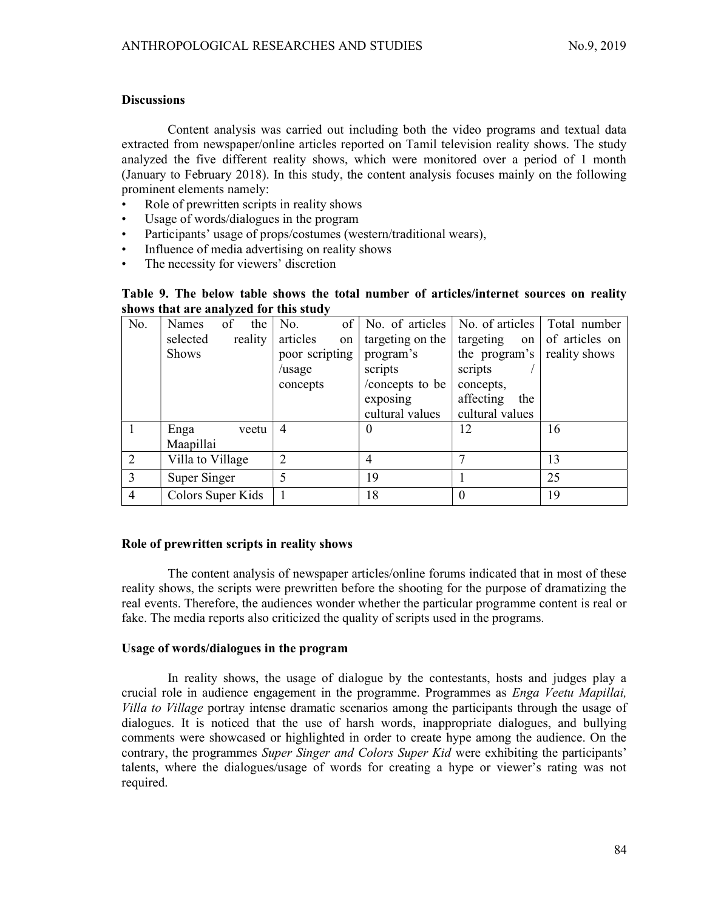### Discussions

Content analysis was carried out including both the video programs and textual data extracted from newspaper/online articles reported on Tamil television reality shows. The study analyzed the five different reality shows, which were monitored over a period of 1 month (January to February 2018). In this study, the content analysis focuses mainly on the following prominent elements namely:

- Role of prewritten scripts in reality shows
- Usage of words/dialogues in the program
- Participants' usage of props/costumes (western/traditional wears),
- Influence of media advertising on reality shows
- The necessity for viewers' discretion

**Table 9. The below table shows the total number of articles/internet sources on reality shows that are analyzed for this study**

| No. | Names of the selected reality Shows | No. of articles on poor scripting /usage concepts | No. of articles targeting on the program's scripts /concepts to be exposing cultural values | No. of articles targeting on the program's scripts / concepts, affecting the cultural values | Total number of articles on reality shows |
|---|---|---|---|---|---|
| 1 | Enga veetu Maapillai | 4 | 0 | 12 | 16 |
| 2 | Villa to Village | 2 | 4 | 7 | 13 |
| 3 | Super Singer | 5 | 19 | 1 | 25 |
| 4 | Colors Super Kids | 1 | 18 | 0 | 19 |

### Role of prewritten scripts in reality shows

The content analysis of newspaper articles/online forums indicated that in most of these reality shows, the scripts were prewritten before the shooting for the purpose of dramatizing the real events. Therefore, the audiences wonder whether the particular programme content is real or fake. The media reports also criticized the quality of scripts used in the programs.

### Usage of words/dialogues in the program

In reality shows, the usage of dialogue by the contestants, hosts and judges play a crucial role in audience engagement in the programme. Programmes as *Enga Veetu Mapillai, Villa to Village* portray intense dramatic scenarios among the participants through the usage of dialogues. It is noticed that the use of harsh words, inappropriate dialogues, and bullying comments were showcased or highlighted in order to create hype among the audience. On the contrary, the programmes *Super Singer and Colors Super Kid* were exhibiting the participants' talents, where the dialogues/usage of words for creating a hype or viewer's rating was not required.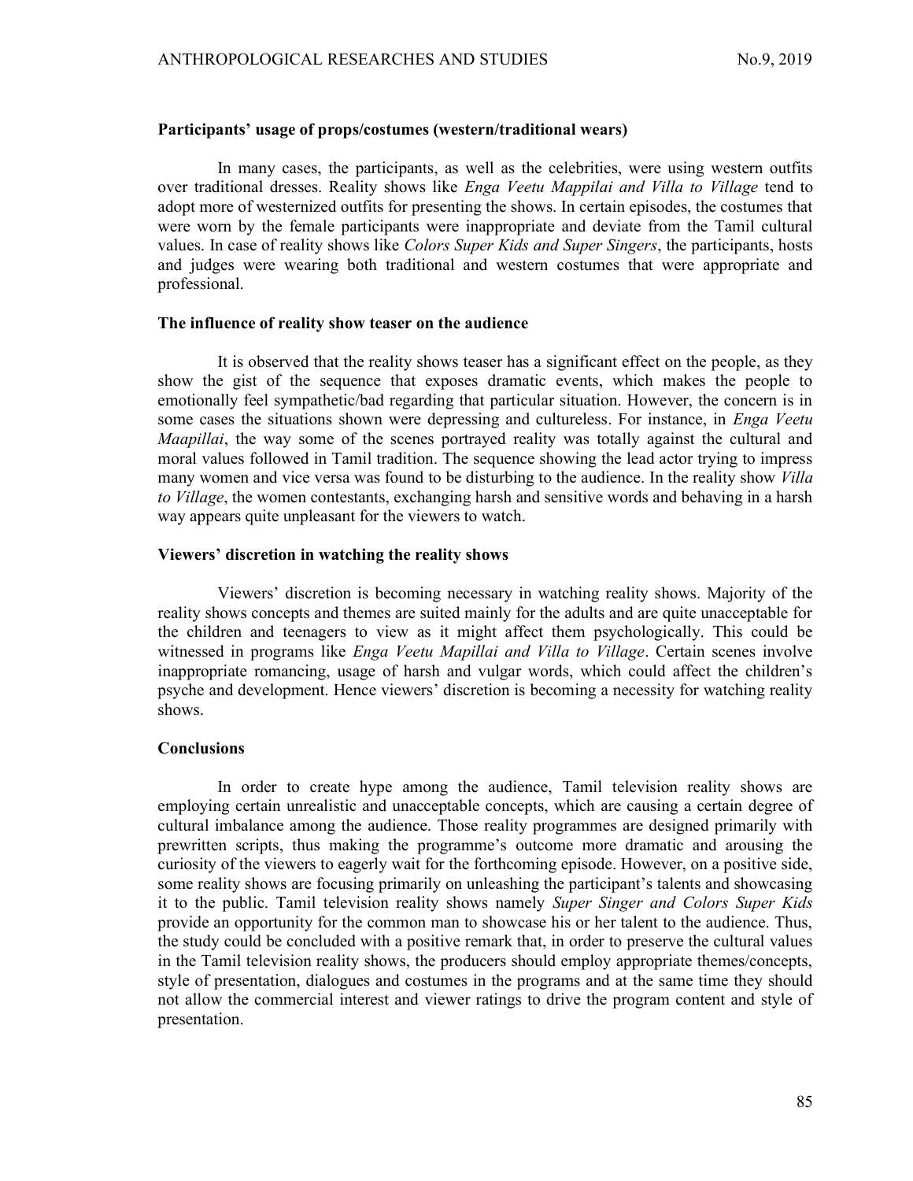**Participants' usage of props/costumes (western/traditional wears)**

In many cases, the participants, as well as the celebrities, were using western outfits over traditional dresses. Reality shows like *Enga Veetu Mappilai and Villa to Village* tend to adopt more of westernized outfits for presenting the shows. In certain episodes, the costumes that were worn by the female participants were inappropriate and deviate from the Tamil cultural values. In case of reality shows like *Colors Super Kids and Super Singers*, the participants, hosts and judges were wearing both traditional and western costumes that were appropriate and professional.

**The influence of reality show teaser on the audience**

It is observed that the reality shows teaser has a significant effect on the people, as they show the gist of the sequence that exposes dramatic events, which makes the people to emotionally feel sympathetic/bad regarding that particular situation. However, the concern is in some cases the situations shown were depressing and cultureless. For instance, in *Enga Veetu Maapillai*, the way some of the scenes portrayed reality was totally against the cultural and moral values followed in Tamil tradition. The sequence showing the lead actor trying to impress many women and vice versa was found to be disturbing to the audience. In the reality show *Villa to Village*, the women contestants, exchanging harsh and sensitive words and behaving in a harsh way appears quite unpleasant for the viewers to watch.

**Viewers' discretion in watching the reality shows**

Viewers' discretion is becoming necessary in watching reality shows. Majority of the reality shows concepts and themes are suited mainly for the adults and are quite unacceptable for the children and teenagers to view as it might affect them psychologically. This could be witnessed in programs like *Enga Veetu Mapillai and Villa to Village*. Certain scenes involve inappropriate romancing, usage of harsh and vulgar words, which could affect the children's psyche and development. Hence viewers' discretion is becoming a necessity for watching reality shows.

**Conclusions**

In order to create hype among the audience, Tamil television reality shows are employing certain unrealistic and unacceptable concepts, which are causing a certain degree of cultural imbalance among the audience. Those reality programmes are designed primarily with prewritten scripts, thus making the programme's outcome more dramatic and arousing the curiosity of the viewers to eagerly wait for the forthcoming episode. However, on a positive side, some reality shows are focusing primarily on unleashing the participant's talents and showcasing it to the public. Tamil television reality shows namely *Super Singer and Colors Super Kids* provide an opportunity for the common man to showcase his or her talent to the audience. Thus, the study could be concluded with a positive remark that, in order to preserve the cultural values in the Tamil television reality shows, the producers should employ appropriate themes/concepts, style of presentation, dialogues and costumes in the programs and at the same time they should not allow the commercial interest and viewer ratings to drive the program content and style of presentation.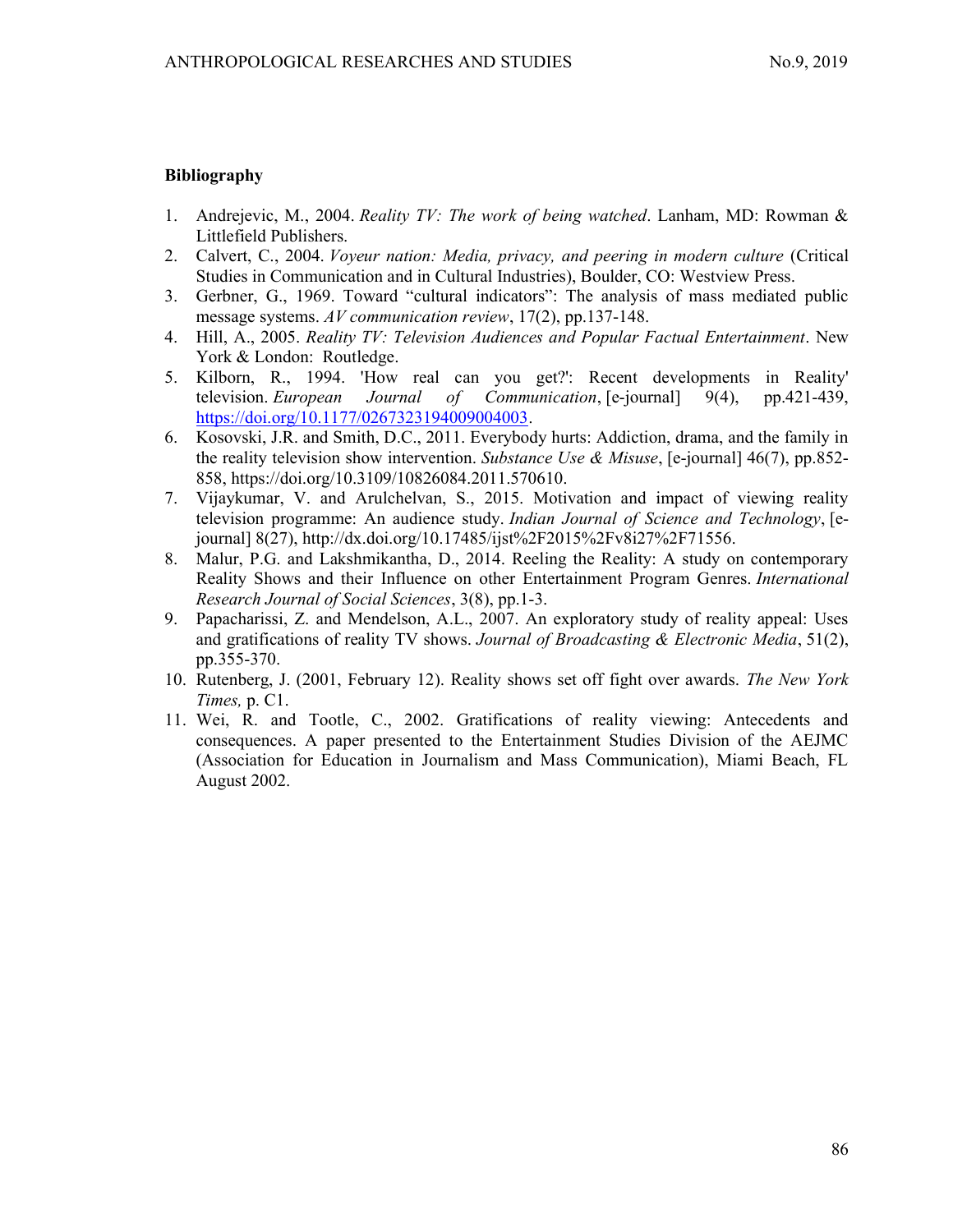**Bibliography**

1. Andrejevic, M., 2004. *Reality TV: The work of being watched*. Lanham, MD: Rowman & Littlefield Publishers.
2. Calvert, C., 2004. *Voyeur nation: Media, privacy, and peering in modern culture* (Critical Studies in Communication and in Cultural Industries), Boulder, CO: Westview Press.
3. Gerbner, G., 1969. Toward "cultural indicators": The analysis of mass mediated public message systems. *AV communication review*, 17(2), pp.137-148.
4. Hill, A., 2005. *Reality TV: Television Audiences and Popular Factual Entertainment*. New York & London: Routledge.
5. Kilborn, R., 1994. 'How real can you get?': Recent developments in Reality' television. *European Journal of Communication*, [e-journal] 9(4), pp.421-439, https://doi.org/10.1177/0267323194009004003.
6. Kosovski, J.R. and Smith, D.C., 2011. Everybody hurts: Addiction, drama, and the family in the reality television show intervention. *Substance Use & Misuse*, [e-journal] 46(7), pp.852-858, https://doi.org/10.3109/10826084.2011.570610.
7. Vijaykumar, V. and Arulchelvan, S., 2015. Motivation and impact of viewing reality television programme: An audience study. *Indian Journal of Science and Technology*, [e-journal] 8(27), http://dx.doi.org/10.17485/ijst%2F2015%2Fv8i27%2F71556.
8. Malur, P.G. and Lakshmikantha, D., 2014. Reeling the Reality: A study on contemporary Reality Shows and their Influence on other Entertainment Program Genres. *International Research Journal of Social Sciences*, 3(8), pp.1-3.
9. Papacharissi, Z. and Mendelson, A.L., 2007. An exploratory study of reality appeal: Uses and gratifications of reality TV shows. *Journal of Broadcasting & Electronic Media*, 51(2), pp.355-370.
10. Rutenberg, J. (2001, February 12). Reality shows set off fight over awards. *The New York Times,* p. C1.
11. Wei, R. and Tootle, C., 2002. Gratifications of reality viewing: Antecedents and consequences. A paper presented to the Entertainment Studies Division of the AEJMC (Association for Education in Journalism and Mass Communication), Miami Beach, FL August 2002.